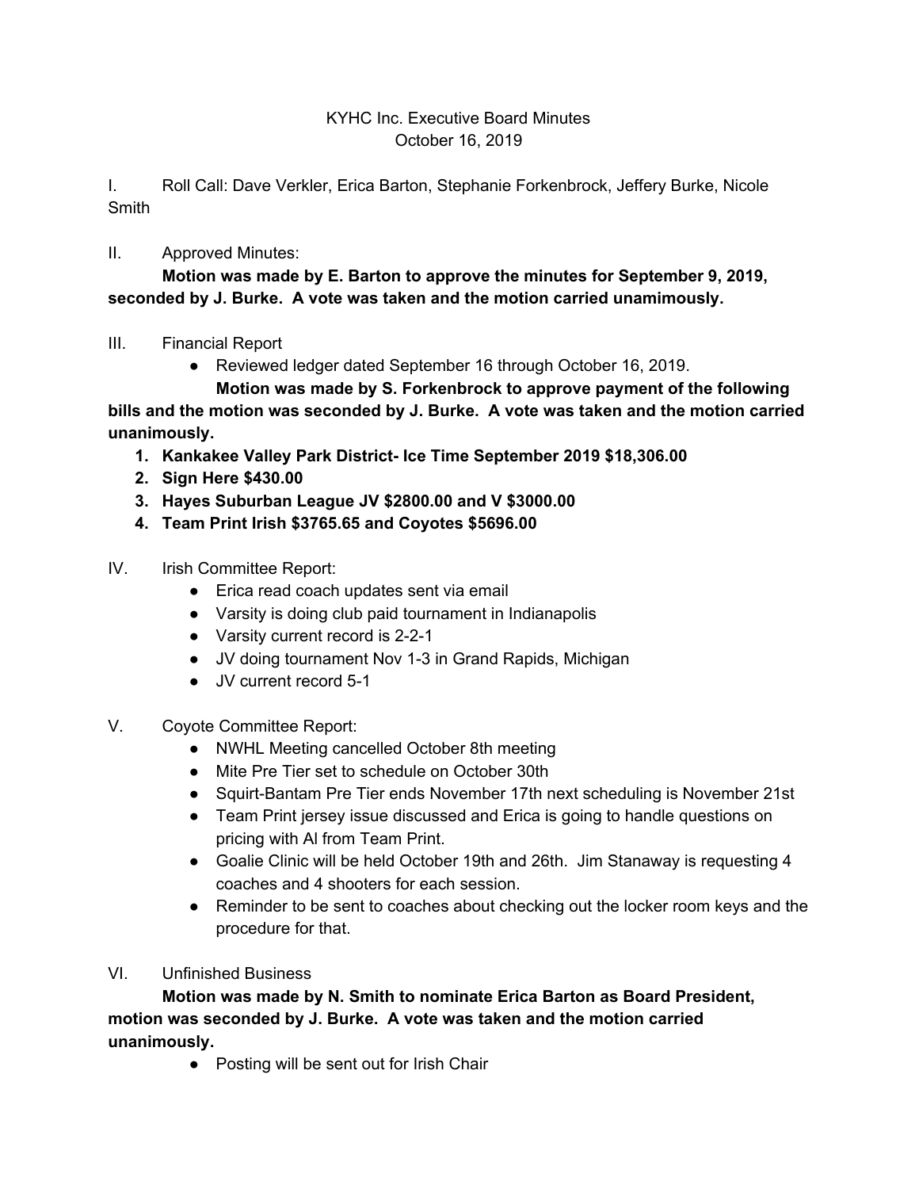KYHC Inc. Executive Board Minutes
October 16, 2019

I. Roll Call: Dave Verkler, Erica Barton, Stephanie Forkenbrock, Jeffery Burke, Nicole Smith

II. Approved Minutes:

**Motion was made by E. Barton to approve the minutes for September 9, 2019, seconded by J. Burke. A vote was taken and the motion carried unamimously.**

III. Financial Report

- Reviewed ledger dated September 16 through October 16, 2019.

**Motion was made by S. Forkenbrock to approve payment of the following bills and the motion was seconded by J. Burke. A vote was taken and the motion carried unanimously.**

1. **Kankakee Valley Park District- Ice Time September 2019 $18,306.00**
2. **Sign Here $430.00**
3. **Hayes Suburban League JV $2800.00 and V $3000.00**
4. **Team Print Irish $3765.65 and Coyotes $5696.00**

IV. Irish Committee Report:

- Erica read coach updates sent via email
- Varsity is doing club paid tournament in Indianapolis
- Varsity current record is 2-2-1
- JV doing tournament Nov 1-3 in Grand Rapids, Michigan
- JV current record 5-1

V. Coyote Committee Report:

- NWHL Meeting cancelled October 8th meeting
- Mite Pre Tier set to schedule on October 30th
- Squirt-Bantam Pre Tier ends November 17th next scheduling is November 21st
- Team Print jersey issue discussed and Erica is going to handle questions on pricing with Al from Team Print.
- Goalie Clinic will be held October 19th and 26th. Jim Stanaway is requesting 4 coaches and 4 shooters for each session.
- Reminder to be sent to coaches about checking out the locker room keys and the procedure for that.

VI. Unfinished Business

**Motion was made by N. Smith to nominate Erica Barton as Board President, motion was seconded by J. Burke. A vote was taken and the motion carried unanimously.**

- Posting will be sent out for Irish Chair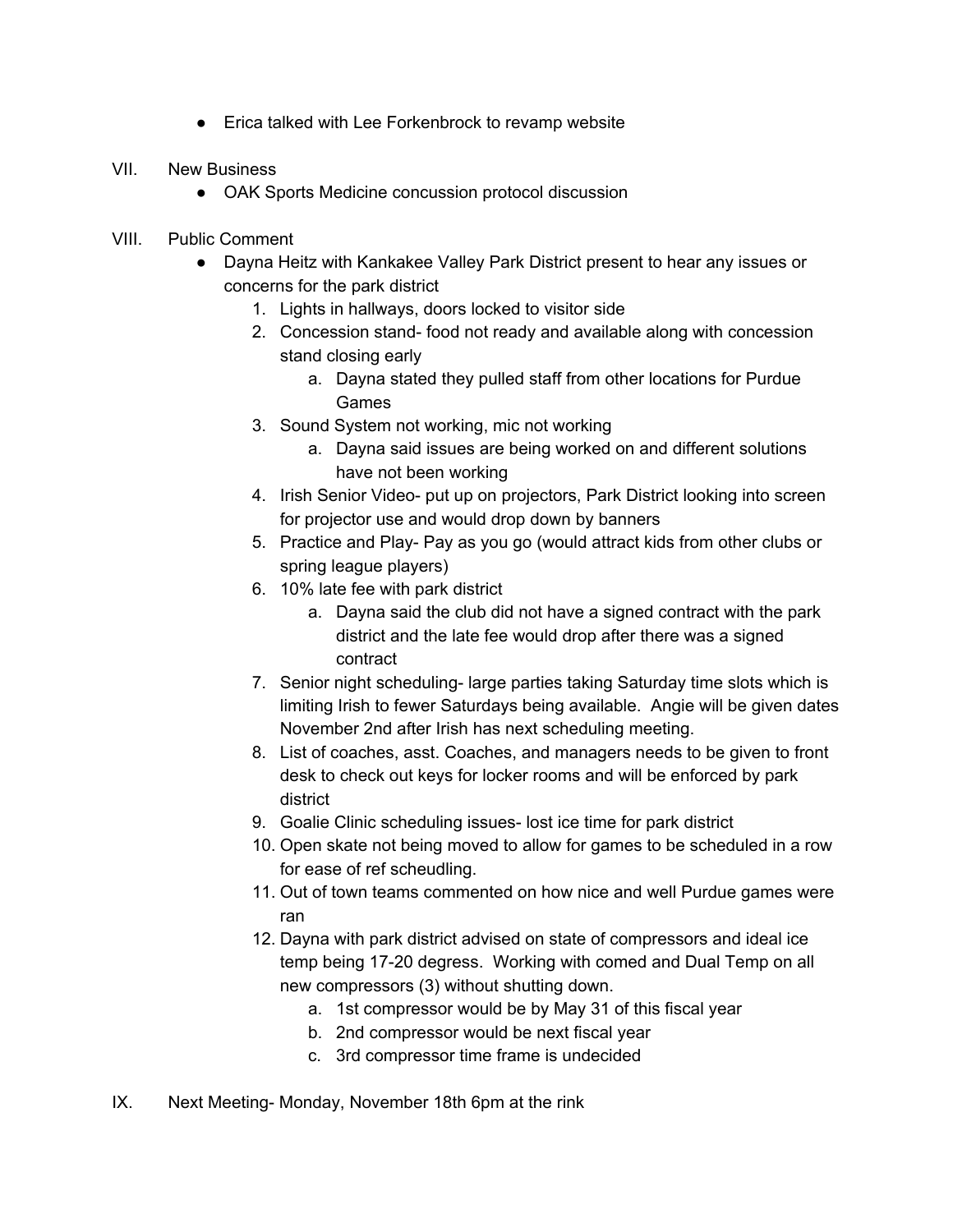- Erica talked with Lee Forkenbrock to revamp website

VII. New Business
  - OAK Sports Medicine concussion protocol discussion

VIII. Public Comment
  - Dayna Heitz with Kankakee Valley Park District present to hear any issues or concerns for the park district
    1. Lights in hallways, doors locked to visitor side
    2. Concession stand- food not ready and available along with concession stand closing early
       a. Dayna stated they pulled staff from other locations for Purdue Games
    3. Sound System not working, mic not working
       a. Dayna said issues are being worked on and different solutions have not been working
    4. Irish Senior Video- put up on projectors, Park District looking into screen for projector use and would drop down by banners
    5. Practice and Play- Pay as you go (would attract kids from other clubs or spring league players)
    6. 10% late fee with park district
       a. Dayna said the club did not have a signed contract with the park district and the late fee would drop after there was a signed contract
    7. Senior night scheduling- large parties taking Saturday time slots which is limiting Irish to fewer Saturdays being available. Angie will be given dates November 2nd after Irish has next scheduling meeting.
    8. List of coaches, asst. Coaches, and managers needs to be given to front desk to check out keys for locker rooms and will be enforced by park district
    9. Goalie Clinic scheduling issues- lost ice time for park district
    10. Open skate not being moved to allow for games to be scheduled in a row for ease of ref scheudling.
    11. Out of town teams commented on how nice and well Purdue games were ran
    12. Dayna with park district advised on state of compressors and ideal ice temp being 17-20 degress. Working with comed and Dual Temp on all new compressors (3) without shutting down.
        a. 1st compressor would be by May 31 of this fiscal year
        b. 2nd compressor would be next fiscal year
        c. 3rd compressor time frame is undecided

IX. Next Meeting- Monday, November 18th 6pm at the rink